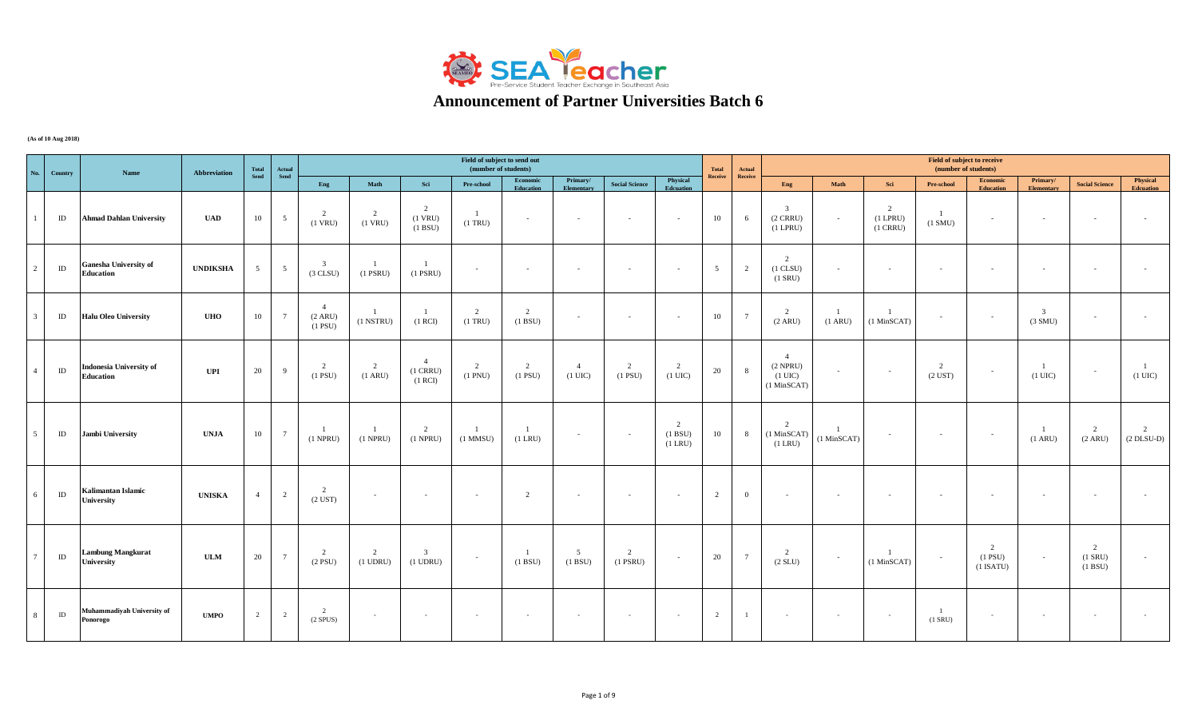# Announcement of Partner Universities Batch 6

**(As of 10 Aug 2018)**

| No. | Country | Name | Abbreviation | Total Send | Actual Send | Field of subject to send out (number of students) | | | | | | | | Total Receive | Actual Receive | Field of subject to receive (number of students) | | | | | | | |
|---|---|---|---|---|---|---|---|---|---|---|---|---|---|---|---|---|---|---|---|---|---|---|---|
| | | | | | | Eng | Math | Sci | Pre-school | Economic Education | Primary/ Elementary | Social Science | Physical Edcuation | | | Eng | Math | Sci | Pre-school | Economic Education | Primary/ Elementary | Social Science | Physical Edcuation |
| 1 | ID | Ahmad Dahlan University | UAD | 10 | 5 | 2 (1 VRU) | 2 (1 VRU) | 2 (1 VRU) (1 BSU) | 1 (1 TRU) | - | - | - | - | 10 | 6 | 3 (2 CRRU) (1 LPRU) | - | 2 (1 LPRU) (1 CRRU) | 1 (1 SMU) | - | - | - | - |
| 2 | ID | Ganesha University of Education | UNDIKSHA | 5 | 5 | 3 (3 CLSU) | 1 (1 PSRU) | 1 (1 PSRU) | - | - | - | - | - | 5 | 2 | 2 (1 CLSU) (1 SRU) | - | - | - | - | - | - | - |
| 3 | ID | Halu Oleo University | UHO | 10 | 7 | 4 (2 ARU) (1 PSU) | 1 (1 NSTRU) | 1 (1 RCI) | 2 (1 TRU) | 2 (1 BSU) | - | - | - | 10 | 7 | 2 (2 ARU) | 1 (1 ARU) | 1 (1 MinSCAT) | - | - | 3 (3 SMU) | - | - |
| 4 | ID | Indonesia University of Education | UPI | 20 | 9 | 2 (1 PSU) | 2 (1 ARU) | 4 (1 CRRU) (1 RCI) | 2 (1 PNU) | 2 (1 PSU) | 4 (1 UIC) | 2 (1 PSU) | 2 (1 UIC) | 20 | 8 | 4 (2 NPRU) (1 UIC) (1 MinSCAT) | - | - | 2 (2 UST) | - | 1 (1 UIC) | - | 1 (1 UIC) |
| 5 | ID | Jambi University | UNJA | 10 | 7 | 1 (1 NPRU) | 1 (1 NPRU) | 2 (1 NPRU) | 1 (1 MMSU) | 1 (1 LRU) | - | - | 2 (1 BSU) (1 LRU) | 10 | 8 | 2 (1 MinSCAT) (1 LRU) | 1 (1 MinSCAT) | - | - | - | 1 (1 ARU) | 2 (2 ARU) | 2 (2 DLSU-D) |
| 6 | ID | Kalimantan Islamic University | UNISKA | 4 | 2 | 2 (2 UST) | - | - | - | 2 | - | - | - | 2 | 0 | - | - | - | - | - | - | - | - |
| 7 | ID | Lambung Mangkurat University | ULM | 20 | 7 | 2 (2 PSU) | 2 (1 UDRU) | 3 (1 UDRU) | - | 1 (1 BSU) | 5 (1 BSU) | 2 (1 PSRU) | - | 20 | 7 | 2 (2 SLU) | - | 1 (1 MinSCAT) | - | 2 (1 PSU) (1 ISATU) | - | 2 (1 SRU) (1 BSU) | - |
| 8 | ID | Muhammadiyah University of Ponorogo | UMPO | 2 | 2 | 2 (2 SPUS) | - | - | - | - | - | - | - | 2 | 1 | - | - | - | 1 (1 SRU) | - | - | - | - |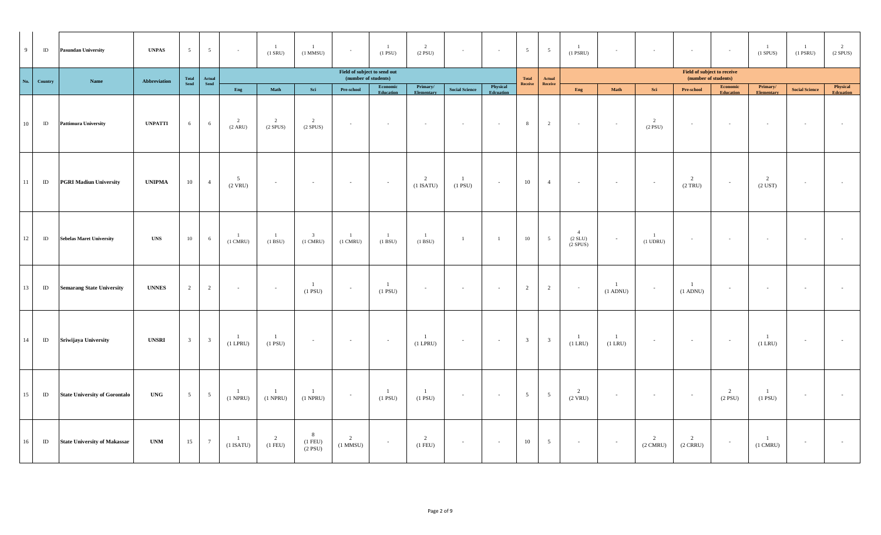| No. | Country | Name | Abbreviation | Total Send | Actual Send | Field of subject to send out (number of students) | | | | | | | | Total Receive | Actual Receive | Field of subject to receive (number of students) | | | | | | | |
|---|---|---|---|---|---|---|---|---|---|---|---|---|---|---|---|---|---|---|---|---|---|---|---|
| | | | | | | Eng | Math | Sci | Pre-school | Economic Education | Primary/ Elementary | Social Science | Physical Edcuation | | | Eng | Math | Sci | Pre-school | Economic Education | Primary/ Elementary | Social Science | Physical Edcuation |
| 9 | ID | Pasundan University | UNPAS | 5 | 5 | - | 1 (1 SRU) | 1 (1 MMSU) | - | 1 (1 PSU) | 2 (2 PSU) | - | - | 5 | 5 | 1 (1 PSRU) | - | - | - | - | 1 (1 SPUS) | 1 (1 PSRU) | 2 (2 SPUS) |
| 10 | ID | Pattimura University | UNPATTI | 6 | 6 | 2 (2 ARU) | 2 (2 SPUS) | 2 (2 SPUS) | - | - | - | - | - | 8 | 2 | - | - | 2 (2 PSU) | - | - | - | - | - |
| 11 | ID | PGRI Madiun University | UNIPMA | 10 | 4 | 5 (2 VRU) | - | - | - | - | 2 (1 ISATU) | 1 (1 PSU) | - | 10 | 4 | - | - | - | 2 (2 TRU) | - | 2 (2 UST) | - | - |
| 12 | ID | Sebelas Maret University | UNS | 10 | 6 | 1 (1 CMRU) | 1 (1 BSU) | 3 (1 CMRU) | 1 (1 CMRU) | 1 (1 BSU) | 1 (1 BSU) | 1 | 1 | 10 | 5 | 4 (2 SLU) (2 SPUS) | - | 1 (1 UDRU) | - | - | - | - | - |
| 13 | ID | Semarang State University | UNNES | 2 | 2 | - | - | 1 (1 PSU) | - | 1 (1 PSU) | - | - | - | 2 | 2 | - | 1 (1 ADNU) | - | 1 (1 ADNU) | - | - | - | - |
| 14 | ID | Sriwijaya University | UNSRI | 3 | 3 | 1 (1 LPRU) | 1 (1 PSU) | - | - | - | 1 (1 LPRU) | - | - | 3 | 3 | 1 (1 LRU) | 1 (1 LRU) | - | - | - | 1 (1 LRU) | - | - |
| 15 | ID | State University of Gorontalo | UNG | 5 | 5 | 1 (1 NPRU) | 1 (1 NPRU) | 1 (1 NPRU) | - | 1 (1 PSU) | 1 (1 PSU) | - | - | 5 | 5 | 2 (2 VRU) | - | - | - | 2 (2 PSU) | 1 (1 PSU) | - | - |
| 16 | ID | State University of Makassar | UNM | 15 | 7 | 1 (1 ISATU) | 2 (1 FEU) | 8 (1 FEU) (2 PSU) | 2 (1 MMSU) | - | 2 (1 FEU) | - | - | 10 | 5 | - | - | 2 (2 CMRU) | 2 (2 CRRU) | - | 1 (1 CMRU) | - | - |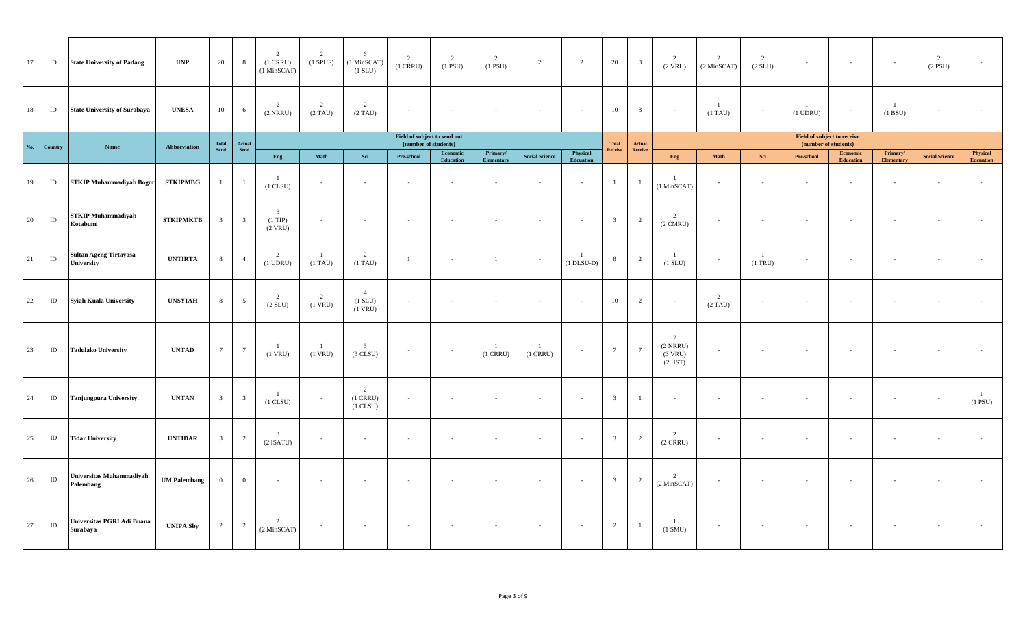| No. | Country | Name | Abbreviation | Total Send | Actual Send | Field of subject to send out (number of students) | | | | | | | | Total Receive | Actual Receive | Field of subject to receive (number of students) | | | | | | | |
|---|---|---|---|---|---|---|---|---|---|---|---|---|---|---|---|---|---|---|---|---|---|---|---|
| | | | | | | Eng | Math | Sci | Pre-school | Economic Education | Primary/ Elementary | Social Science | Physical Edcuation | | | Eng | Math | Sci | Pre-school | Economic Education | Primary/ Elementary | Social Science | Physical Edcuation |
| 17 | ID | State University of Padang | UNP | 20 | 8 | 2 (1 CRRU) (1 MinSCAT) | 2 (1 SPUS) | 6 (1 MinSCAT) (1 SLU) | 2 (1 CRRU) | 2 (1 PSU) | 2 (1 PSU) | 2 | 2 | 20 | 8 | 2 (2 VRU) | 2 (2 MinSCAT) | 2 (2 SLU) | - | - | - | 2 (2 PSU) | - |
| 18 | ID | State University of Surabaya | UNESA | 10 | 6 | 2 (2 NRRU) | 2 (2 TAU) | 2 (2 TAU) | - | - | - | - | - | 10 | 3 | - | 1 (1 TAU) | - | 1 (1 UDRU) | - | 1 (1 BSU) | - | - |
| 19 | ID | STKIP Muhammadiyah Bogor | STKIPMBG | 1 | 1 | 1 (1 CLSU) | - | - | - | - | - | - | - | 1 | 1 | 1 (1 MinSCAT) | - | - | - | - | - | - | - |
| 20 | ID | STKIP Muhammadiyah Kotabumi | STKIPMKTB | 3 | 3 | 3 (1 TIP) (2 VRU) | - | - | - | - | - | - | - | 3 | 2 | 2 (2 CMRU) | - | - | - | - | - | - | - |
| 21 | ID | Sultan Ageng Tirtayasa University | UNTIRTA | 8 | 4 | 2 (1 UDRU) | 1 (1 TAU) | 2 (1 TAU) | 1 | - | 1 | - | 1 (1 DLSU-D) | 8 | 2 | 1 (1 SLU) | - | 1 (1 TRU) | - | - | - | - | - |
| 22 | ID | Syiah Kuala University | UNSYIAH | 8 | 5 | 2 (2 SLU) | 2 (1 VRU) | 4 (1 SLU) (1 VRU) | - | - | - | - | - | 10 | 2 | - | 2 (2 TAU) | - | - | - | - | - | - |
| 23 | ID | Tadulako University | UNTAD | 7 | 7 | 1 (1 VRU) | 1 (1 VRU) | 3 (3 CLSU) | - | - | 1 (1 CRRU) | 1 (1 CRRU) | - | 7 | 7 | 7 (2 NRRU) (3 VRU) (2 UST) | - | - | - | - | - | - | - |
| 24 | ID | Tanjungpura University | UNTAN | 3 | 3 | 1 (1 CLSU) | - | 2 (1 CRRU) (1 CLSU) | - | - | - | - | - | 3 | 1 | - | - | - | - | - | - | - | 1 (1 PSU) |
| 25 | ID | Tidar University | UNTIDAR | 3 | 2 | 3 (2 ISATU) | - | - | - | - | - | - | - | 3 | 2 | 2 (2 CRRU) | - | - | - | - | - | - | - |
| 26 | ID | Universitas Muhammadiyah Palembang | UM Palembang | 0 | 0 | - | - | - | - | - | - | - | - | 3 | 2 | 2 (2 MinSCAT) | - | - | - | - | - | - | - |
| 27 | ID | Universitas PGRI Adi Buana Surabaya | UNIPA Sby | 2 | 2 | 2 (2 MinSCAT) | - | - | - | - | - | - | - | 2 | 1 | 1 (1 SMU) | - | - | - | - | - | - | - |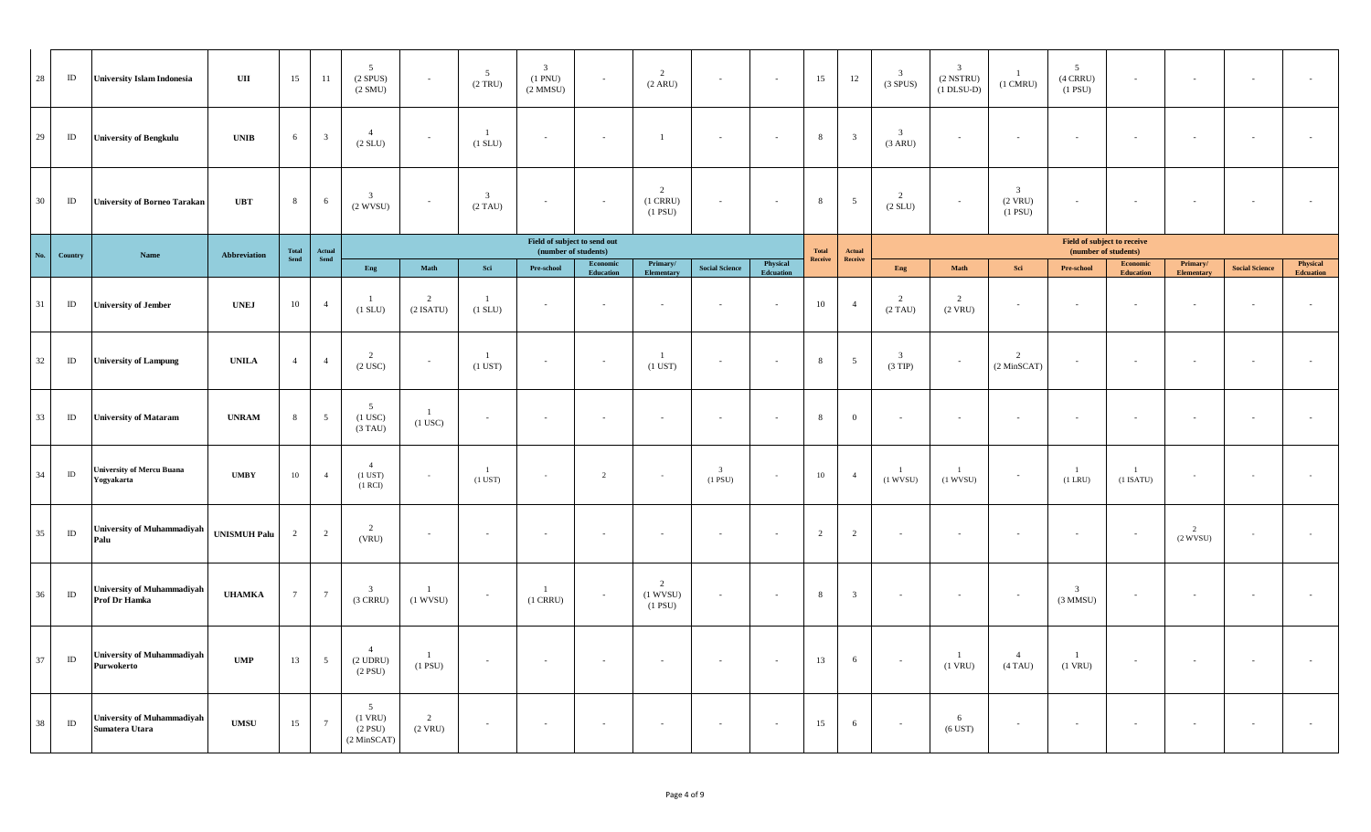| No. | Country | Name | Abbreviation | Total Send | Actual Send | Field of subject to send out (number of students) | | | | | | | | Total Receive | Actual Receive | Field of subject to receive (number of students) | | | | | | | |
|---|---|---|---|---|---|---|---|---|---|---|---|---|---|---|---|---|---|---|---|---|---|---|---|
| | | | | | | Eng | Math | Sci | Pre-school | Economic Education | Primary/ Elementary | Social Science | Physical Edcuation | | | Eng | Math | Sci | Pre-school | Economic Education | Primary/ Elementary | Social Science | Physical Edcuation |
| 28 | ID | University Islam Indonesia | UII | 15 | 11 | 5 (2 SPUS) (2 SMU) | - | 5 (2 TRU) | 3 (1 PNU) (2 MMSU) | - | 2 (2 ARU) | - | - | 15 | 12 | 3 (3 SPUS) | 3 (2 NSTRU) (1 DLSU-D) | 1 (1 CMRU) | 5 (4 CRRU) (1 PSU) | - | - | - | - |
| 29 | ID | University of Bengkulu | UNIB | 6 | 3 | 4 (2 SLU) | - | 1 (1 SLU) | - | - | 1 | - | - | 8 | 3 | 3 (3 ARU) | - | - | - | - | - | - | - |
| 30 | ID | University of Borneo Tarakan | UBT | 8 | 6 | 3 (2 WVSU) | - | 3 (2 TAU) | - | - | 2 (1 CRRU) (1 PSU) | - | - | 8 | 5 | 2 (2 SLU) | - | 3 (2 VRU) (1 PSU) | - | - | - | - | - |
| 31 | ID | University of Jember | UNEJ | 10 | 4 | 1 (1 SLU) | 2 (2 ISATU) | 1 (1 SLU) | - | - | - | - | - | 10 | 4 | 2 (2 TAU) | 2 (2 VRU) | - | - | - | - | - | - |
| 32 | ID | University of Lampung | UNILA | 4 | 4 | 2 (2 USC) | - | 1 (1 UST) | - | - | 1 (1 UST) | - | - | 8 | 5 | 3 (3 TIP) | - | 2 (2 MinSCAT) | - | - | - | - | - |
| 33 | ID | University of Mataram | UNRAM | 8 | 5 | 5 (1 USC) (3 TAU) | 1 (1 USC) | - | - | - | - | - | - | 8 | 0 | - | - | - | - | - | - | - | - |
| 34 | ID | University of Mercu Buana Yogyakarta | UMBY | 10 | 4 | 4 (1 UST) (1 RCI) | - | 1 (1 UST) | - | 2 | - | 3 (1 PSU) | - | 10 | 4 | 1 (1 WVSU) | 1 (1 WVSU) | - | 1 (1 LRU) | 1 (1 ISATU) | - | - | - |
| 35 | ID | University of Muhammadiyah Palu | UNISMUH Palu | 2 | 2 | 2 (VRU) | - | - | - | - | - | - | - | 2 | 2 | - | - | - | - | - | 2 (2 WVSU) | - | - |
| 36 | ID | University of Muhammadiyah Prof Dr Hamka | UHAMKA | 7 | 7 | 3 (3 CRRU) | 1 (1 WVSU) | - | 1 (1 CRRU) | - | 2 (1 WVSU) (1 PSU) | - | - | 8 | 3 | - | - | - | 3 (3 MMSU) | - | - | - | - |
| 37 | ID | University of Muhammadiyah Purwokerto | UMP | 13 | 5 | 4 (2 UDRU) (2 PSU) | 1 (1 PSU) | - | - | - | - | - | - | 13 | 6 | - | 1 (1 VRU) | 4 (4 TAU) | 1 (1 VRU) | - | - | - | - |
| 38 | ID | University of Muhammadiyah Sumatera Utara | UMSU | 15 | 7 | 5 (1 VRU) (2 PSU) (2 MinSCAT) | 2 (2 VRU) | - | - | - | - | - | - | 15 | 6 | - | 6 (6 UST) | - | - | - | - | - | - |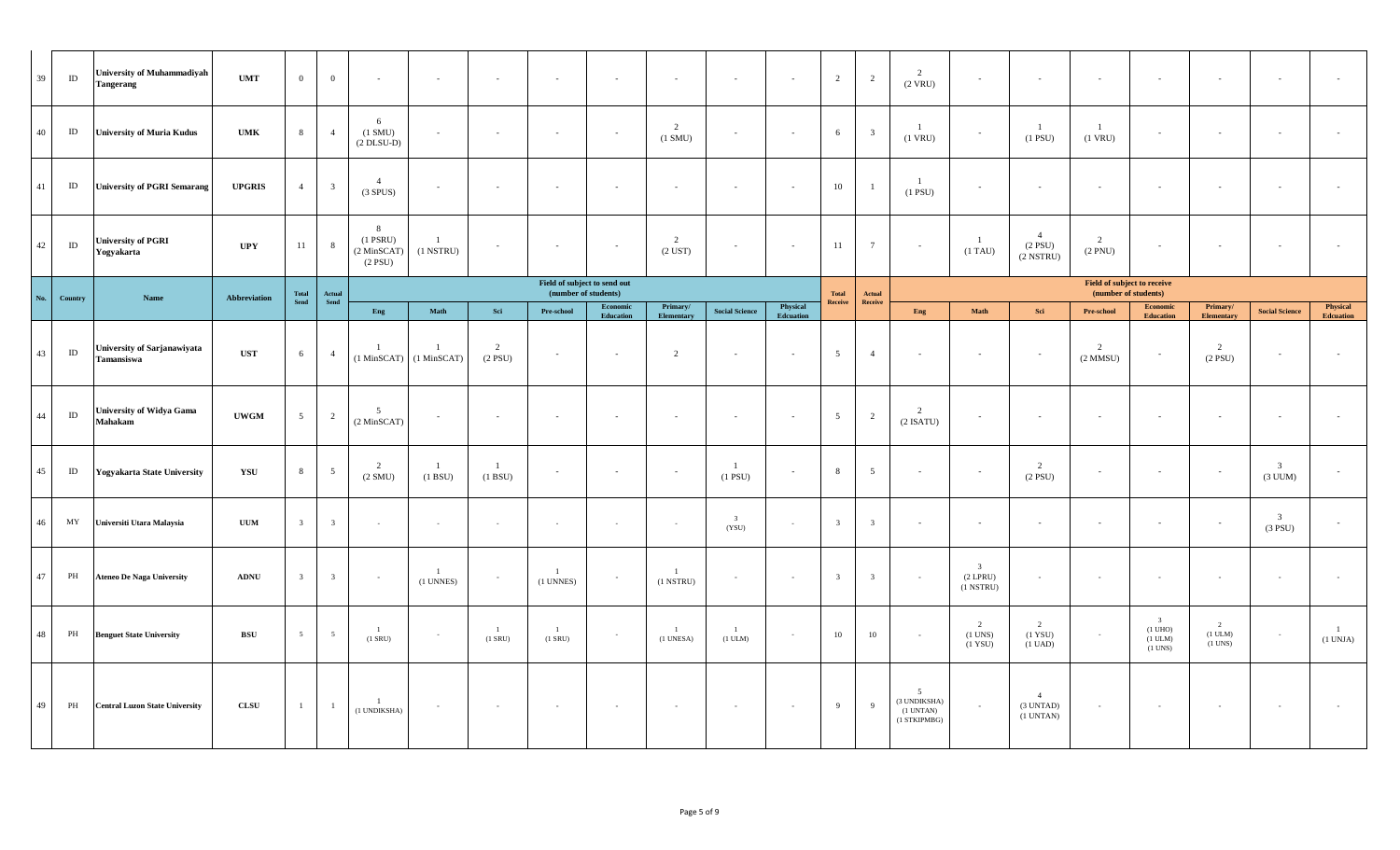| No. | Country | Name | Abbreviation | Total Send | Actual Send | Field of subject to send out (number of students) | | | | | | | | Total Receive | Actual Receive | Field of subject to receive (number of students) | | | | | | | |
|---|---|---|---|---|---|---|---|---|---|---|---|---|---|---|---|---|---|---|---|---|---|---|---|
| | | | | | | Eng | Math | Sci | Pre-school | Economic Education | Primary/ Elementary | Social Science | Physical Edcuation | | | Eng | Math | Sci | Pre-school | Economic Education | Primary/ Elementary | Social Science | Physical Edcuation |
| 39 | ID | University of Muhammadiyah Tangerang | UMT | 0 | 0 | - | - | - | - | - | - | - | - | 2 | 2 | 2 (2 VRU) | - | - | - | - | - | - | - |
| 40 | ID | University of Muria Kudus | UMK | 8 | 4 | 6 (1 SMU) (2 DLSU-D) | - | - | - | - | 2 (1 SMU) | - | - | 6 | 3 | 1 (1 VRU) | - | 1 (1 PSU) | 1 (1 VRU) | - | - | - | - |
| 41 | ID | University of PGRI Semarang | UPGRIS | 4 | 3 | 4 (3 SPUS) | - | - | - | - | - | - | - | 10 | 1 | 1 (1 PSU) | - | - | - | - | - | - | - |
| 42 | ID | University of PGRI Yogyakarta | UPY | 11 | 8 | 8 (1 PSRU) (2 MinSCAT) (2 PSU) | 1 (1 NSTRU) | - | - | - | 2 (2 UST) | - | - | 11 | 7 | - | 1 (1 TAU) | 4 (2 PSU) (2 NSTRU) | 2 (2 PNU) | - | - | - | - |
| 43 | ID | University of Sarjanawiyata Tamansiswa | UST | 6 | 4 | 1 (1 MinSCAT) | 1 (1 MinSCAT) | 2 (2 PSU) | - | - | 2 | - | - | 5 | 4 | - | - | - | 2 (2 MMSU) | - | 2 (2 PSU) | - | - |
| 44 | ID | University of Widya Gama Mahakam | UWGM | 5 | 2 | 5 (2 MinSCAT) | - | - | - | - | - | - | - | 5 | 2 | 2 (2 ISATU) | - | - | - | - | - | - | - |
| 45 | ID | Yogyakarta State University | YSU | 8 | 5 | 2 (2 SMU) | 1 (1 BSU) | 1 (1 BSU) | - | - | - | 1 (1 PSU) | - | 8 | 5 | - | - | 2 (2 PSU) | - | - | - | 3 (3 UUM) | - |
| 46 | MY | Universiti Utara Malaysia | UUM | 3 | 3 | - | - | - | - | - | - | 3 (YSU) | - | 3 | 3 | - | - | - | - | - | - | 3 (3 PSU) | - |
| 47 | PH | Ateneo De Naga University | ADNU | 3 | 3 | - | 1 (1 UNNES) | - | 1 (1 UNNES) | - | 1 (1 NSTRU) | - | - | 3 | 3 | - | 3 (2 LPRU) (1 NSTRU) | - | - | - | - | - | - |
| 48 | PH | Benguet State University | BSU | 5 | 5 | 1 (1 SRU) | - | 1 (1 SRU) | 1 (1 SRU) | - | 1 (1 UNESA) | 1 (1 ULM) | - | 10 | 10 | - | 2 (1 UNS) (1 YSU) | 2 (1 YSU) (1 UAD) | - | 3 (1 UHO) (1 ULM) (1 UNS) | 2 (1 ULM) (1 UNS) | - | 1 (1 UNJA) |
| 49 | PH | Central Luzon State University | CLSU | 1 | 1 | 1 (1 UNDIKSHA) | - | - | - | - | - | - | - | 9 | 9 | 5 (3 UNDIKSHA) (1 UNTAN) (1 STKIPMBG) | - | 4 (3 UNTAD) (1 UNTAN) | - | - | - | - | - |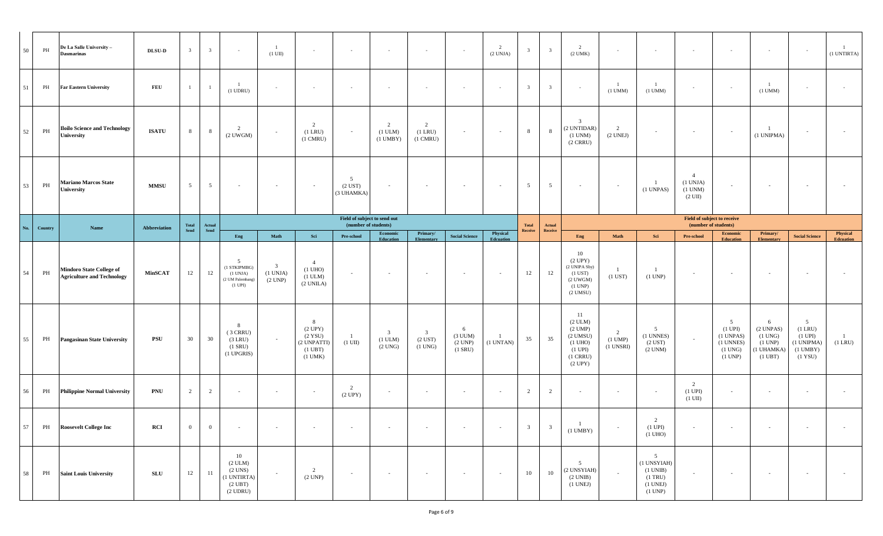| No. | Country | Name | Abbreviation | Total Send | Actual Send | Field of subject to send out (number of students) | | | | | | | | Total Receive | Actual Receive | Field of subject to receive (number of students) | | | | | | | |
|---|---|---|---|---|---|---|---|---|---|---|---|---|---|---|---|---|---|---|---|---|---|---|---|
| | | | | | | Eng | Math | Sci | Pre-school | Economic Education | Primary/ Elementary | Social Science | Physical Edcuation | | | Eng | Math | Sci | Pre-school | Economic Education | Primary/ Elementary | Social Science | Physical Edcuation |
| 50 | PH | De La Salle University – Dasmarinas | DLSU-D | 3 | 3 | - | 1 (1 UII) | - | - | - | - | - | 2 (2 UNJA) | 3 | 3 | 2 (2 UMK) | - | - | - | - | - | - | 1 (1 UNTIRTA) |
| 51 | PH | Far Eastern University | FEU | 1 | 1 | 1 (1 UDRU) | - | - | - | - | - | - | - | 3 | 3 | - | 1 (1 UMM) | 1 (1 UMM) | - | - | 1 (1 UMM) | - | - |
| 52 | PH | Iloilo Science and Technology University | ISATU | 8 | 8 | 2 (2 UWGM) | - | 2 (1 LRU) (1 CMRU) | - | 2 (1 ULM) (1 UMBY) | 2 (1 LRU) (1 CMRU) | - | - | 8 | 8 | 3 (2 UNTIDAR) (1 UNM) (2 CRRU) | 2 (2 UNEJ) | - | - | - | 1 (1 UNIPMA) | - | - |
| 53 | PH | Mariano Marcos State University | MMSU | 5 | 5 | - | - | - | 5 (2 UST) (3 UHAMKA) | - | - | - | - | 5 | 5 | - | - | 1 (1 UNPAS) | 4 (1 UNJA) (1 UNM) (2 UII) | - | - | - | - |
| 54 | PH | Mindoro State College of Agriculture and Technology | MinSCAT | 12 | 12 | 5 (1 STKIPMBG) (1 UNJA) (2 UM Palembang) (1 UPI) | 3 (1 UNJA) (2 UNP) | 4 (1 UHO) (1 ULM) (2 UNILA) | - | - | - | - | - | 12 | 12 | 10 (2 UPY) (2 UNIPA Sby) (1 UST) (2 UWGM) (1 UNP) (2 UMSU) | 1 (1 UST) | 1 (1 UNP) | - | - | - | - | - |
| 55 | PH | Pangasinan State University | PSU | 30 | 30 | 8 ( 3 CRRU) (3 LRU) (1 SRU) (1 UPGRIS) | - | 8 (2 UPY) (2 YSU) (2 UNPATTI) (1 UBT) (1 UMK) | 1 (1 UII) | 3 (1 ULM) (2 UNG) | 3 (2 UST) (1 UNG) | 6 (3 UUM) (2 UNP) (1 SRU) | 1 (1 UNTAN) | 35 | 35 | 11 (2 ULM) (2 UMP) (2 UMSU) (1 UHO) (1 UPI) (1 CRRU) (2 UPY) | 2 (1 UMP) (1 UNSRI) | 5 (1 UNNES) (2 UST) (2 UNM) | - | 5 (1 UPI) (1 UNPAS) (1 UNNES) (1 UNG) (1 UNP) | 6 (2 UNPAS) (1 UNG) (1 UNP) (1 UHAMKA) (1 UBT) | 5 (1 LRU) (1 UPI) (1 UNIPMA) (1 UMBY) (1 YSU) | 1 (1 LRU) |
| 56 | PH | Philippine Normal University | PNU | 2 | 2 | - | - | - | 2 (2 UPY) | - | - | - | - | 2 | 2 | - | - | - | 2 (1 UPI) (1 UII) | - | - | - | - |
| 57 | PH | Roosevelt College Inc | RCI | 0 | 0 | - | - | - | - | - | - | - | - | 3 | 3 | 1 (1 UMBY) | - | 2 (1 UPI) (1 UHO) | - | - | - | - | - |
| 58 | PH | Saint Louis University | SLU | 12 | 11 | 10 (2 ULM) (2 UNS) (1 UNTIRTA) (2 UBT) (2 UDRU) | - | 2 (2 UNP) | - | - | - | - | - | 10 | 10 | 5 (2 UNSYIAH) (2 UNIB) (1 UNEJ) | - | 5 (1 UNSYIAH) (1 UNIB) (1 TRU) (1 UNEJ) (1 UNP) | - | - | - | - | - |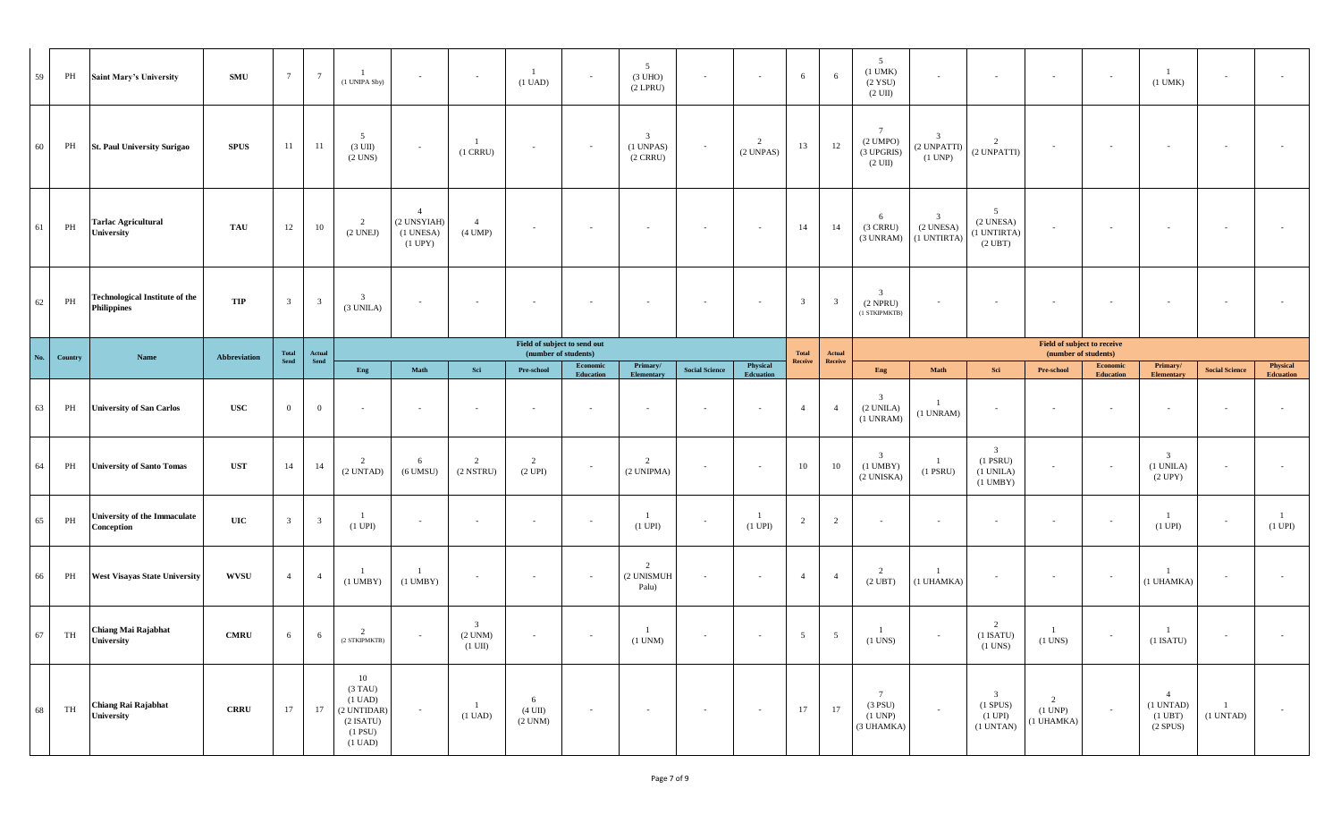| No. | Country | Name | Abbreviation | Total Send | Actual Send | Field of subject to send out (number of students) | | | | | | | | Total Receive | Actual Receive | Field of subject to receive (number of students) | | | | | | | |
|---|---|---|---|---|---|---|---|---|---|---|---|---|---|---|---|---|---|---|---|---|---|---|---|
| | | | | | | Eng | Math | Sci | Pre-school | Economic Education | Primary/ Elementary | Social Science | Physical Edcuation | | | Eng | Math | Sci | Pre-school | Economic Education | Primary/ Elementary | Social Science | Physical Edcuation |
| 59 | PH | Saint Mary's University | SMU | 7 | 7 | 1 (1 UNIPA Sby) | - | - | 1 (1 UAD) | - | 5 (3 UHO) (2 LPRU) | - | - | 6 | 6 | 5 (1 UMK) (2 YSU) (2 UII) | - | - | - | - | 1 (1 UMK) | - | - |
| 60 | PH | St. Paul University Surigao | SPUS | 11 | 11 | 5 (3 UII) (2 UNS) | - | 1 (1 CRRU) | - | - | 3 (1 UNPAS) (2 CRRU) | - | 2 (2 UNPAS) | 13 | 12 | 7 (2 UMPO) (3 UPGRIS) (2 UII) | 3 (2 UNPATTI) (1 UNP) | 2 (2 UNPATTI) | - | - | - | - | - |
| 61 | PH | Tarlac Agricultural University | TAU | 12 | 10 | 2 (2 UNEJ) | 4 (2 UNSYIAH) (1 UNESA) (1 UPY) | 4 (4 UMP) | - | - | - | - | - | 14 | 14 | 6 (3 CRRU) (3 UNRAM) | 3 (2 UNESA) (1 UNTIRTA) | 5 (2 UNESA) (1 UNTIRTA) (2 UBT) | - | - | - | - | - |
| 62 | PH | Technological Institute of the Philippines | TIP | 3 | 3 | 3 (3 UNILA) | - | - | - | - | - | - | - | 3 | 3 | 3 (2 NPRU) (1 STKIPMKTB) | - | - | - | - | - | - | - |
| 63 | PH | University of San Carlos | USC | 0 | 0 | - | - | - | - | - | - | - | - | 4 | 4 | 3 (2 UNILA) (1 UNRAM) | 1 (1 UNRAM) | - | - | - | - | - | - |
| 64 | PH | University of Santo Tomas | UST | 14 | 14 | 2 (2 UNTAD) | 6 (6 UMSU) | 2 (2 NSTRU) | 2 (2 UPI) | - | 2 (2 UNIPMA) | - | - | 10 | 10 | 3 (1 UMBY) (2 UNISKA) | 1 (1 PSRU) | 3 (1 PSRU) (1 UNILA) (1 UMBY) | - | - | 3 (1 UNILA) (2 UPY) | - | - |
| 65 | PH | University of the Immaculate Conception | UIC | 3 | 3 | 1 (1 UPI) | - | - | - | - | 1 (1 UPI) | - | 1 (1 UPI) | 2 | 2 | - | - | - | - | - | 1 (1 UPI) | - | 1 (1 UPI) |
| 66 | PH | West Visayas State University | WVSU | 4 | 4 | 1 (1 UMBY) | 1 (1 UMBY) | - | - | - | 2 (2 UNISMUH Palu) | - | - | 4 | 4 | 2 (2 UBT) | 1 (1 UHAMKA) | - | - | - | 1 (1 UHAMKA) | - | - |
| 67 | TH | Chiang Mai Rajabhat University | CMRU | 6 | 6 | 2 (2 STKIPMKTB) | - | 3 (2 UNM) (1 UII) | - | - | 1 (1 UNM) | - | - | 5 | 5 | 1 (1 UNS) | - | 2 (1 ISATU) (1 UNS) | 1 (1 UNS) | - | 1 (1 ISATU) | - | - |
| 68 | TH | Chiang Rai Rajabhat University | CRRU | 17 | 17 | 10 (3 TAU) (1 UAD) (2 UNTIDAR) (2 ISATU) (1 PSU) (1 UAD) | - | 1 (1 UAD) | 6 (4 UII) (2 UNM) | - | - | - | - | 17 | 17 | 7 (3 PSU) (1 UNP) (3 UHAMKA) | - | 3 (1 SPUS) (1 UPI) (1 UNTAN) | 2 (1 UNP) (1 UHAMKA) | - | 4 (1 UNTAD) (1 UBT) (2 SPUS) | 1 (1 UNTAD) | - |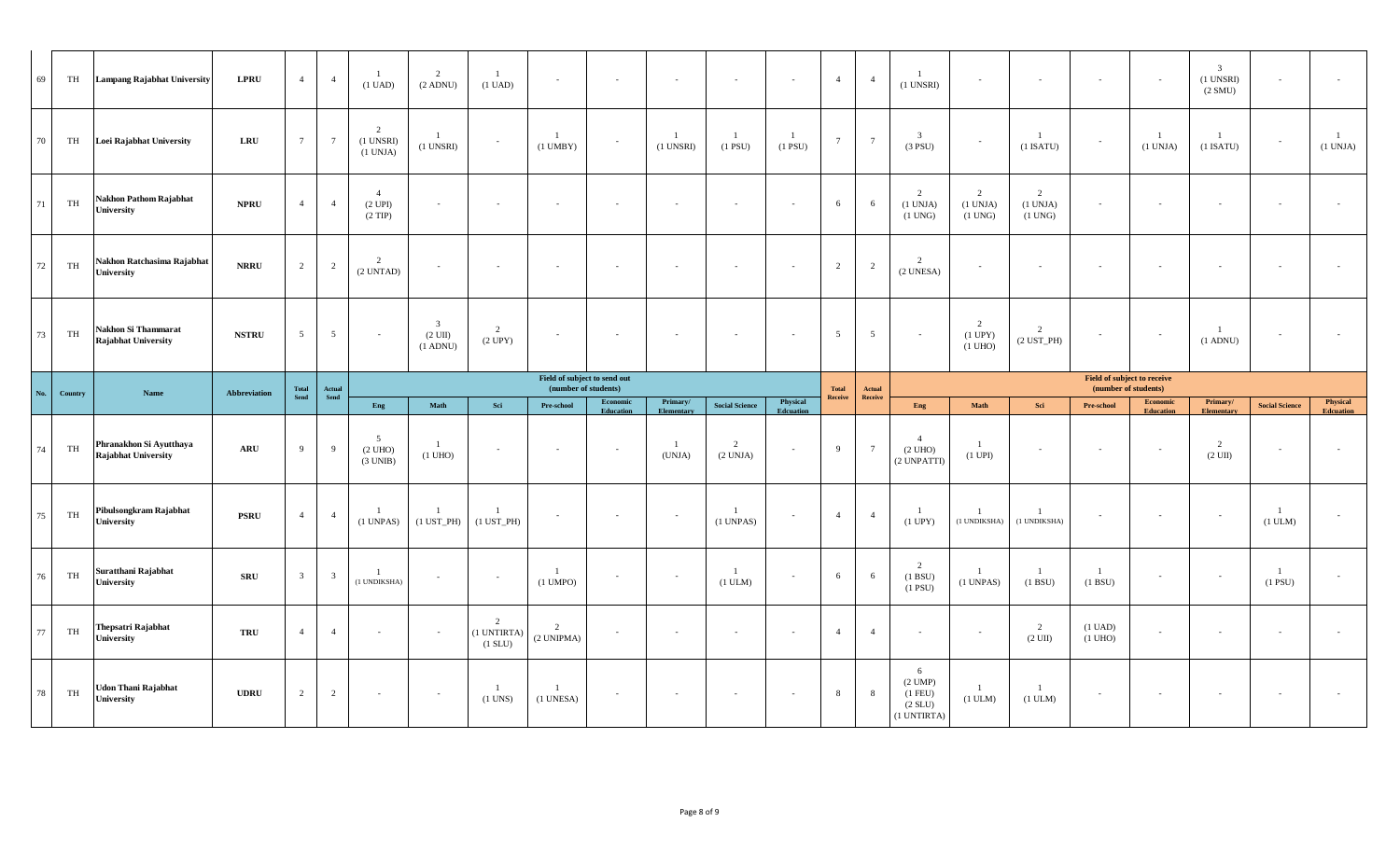| No. | Country | Name | Abbreviation | Total Send | Actual Send | Field of subject to send out (number of students) | | | | | | | | Total Receive | Actual Receive | Field of subject to receive (number of students) | | | | | | | |
|---|---|---|---|---|---|---|---|---|---|---|---|---|---|---|---|---|---|---|---|---|---|---|---|
| | | | | | | Eng | Math | Sci | Pre-school | Economic Education | Primary/ Elementary | Social Science | Physical Edcuation | | | Eng | Math | Sci | Pre-school | Economic Education | Primary/ Elementary | Social Science | Physical Edcuation |
| 69 | TH | Lampang Rajabhat University | LPRU | 4 | 4 | 1 (1 UAD) | 2 (2 ADNU) | 1 (1 UAD) | - | - | - | - | - | 4 | 4 | 1 (1 UNSRI) | - | - | - | - | 3 (1 UNSRI) (2 SMU) | - | - |
| 70 | TH | Loei Rajabhat University | LRU | 7 | 7 | 2 (1 UNSRI) (1 UNJA) | 1 (1 UNSRI) | - | 1 (1 UMBY) | - | 1 (1 UNSRI) | 1 (1 PSU) | 1 (1 PSU) | 7 | 7 | 3 (3 PSU) | - | 1 (1 ISATU) | - | 1 (1 UNJA) | 1 (1 ISATU) | - | 1 (1 UNJA) |
| 71 | TH | Nakhon Pathom Rajabhat University | NPRU | 4 | 4 | 4 (2 UPI) (2 TIP) | - | - | - | - | - | - | - | 6 | 6 | 2 (1 UNJA) (1 UNG) | 2 (1 UNJA) (1 UNG) | 2 (1 UNJA) (1 UNG) | - | - | - | - | - |
| 72 | TH | Nakhon Ratchasima Rajabhat University | NRRU | 2 | 2 | 2 (2 UNTAD) | - | - | - | - | - | - | - | 2 | 2 | 2 (2 UNESA) | - | - | - | - | - | - | - |
| 73 | TH | Nakhon Si Thammarat Rajabhat University | NSTRU | 5 | 5 | - | 3 (2 UII) (1 ADNU) | 2 (2 UPY) | - | - | - | - | - | 5 | 5 | - | 2 (1 UPY) (1 UHO) | 2 (2 UST_PH) | - | - | 1 (1 ADNU) | - | - |
| 74 | TH | Phranakhon Si Ayutthaya Rajabhat University | ARU | 9 | 9 | 5 (2 UHO) (3 UNIB) | 1 (1 UHO) | - | - | - | 1 (UNJA) | 2 (2 UNJA) | - | 9 | 7 | 4 (2 UHO) (2 UNPATTI) | 1 (1 UPI) | - | - | - | 2 (2 UII) | - | - |
| 75 | TH | Pibulsongkram Rajabhat University | PSRU | 4 | 4 | 1 (1 UNPAS) | 1 (1 UST_PH) | 1 (1 UST_PH) | - | - | - | 1 (1 UNPAS) | - | 4 | 4 | 1 (1 UPY) | 1 (1 UNDIKSHA) | 1 (1 UNDIKSHA) | - | - | - | 1 (1 ULM) | - |
| 76 | TH | Suratthani Rajabhat University | SRU | 3 | 3 | 1 (1 UNDIKSHA) | - | - | 1 (1 UMPO) | - | - | 1 (1 ULM) | - | 6 | 6 | 2 (1 BSU) (1 PSU) | 1 (1 UNPAS) | 1 (1 BSU) | 1 (1 BSU) | - | - | 1 (1 PSU) | - |
| 77 | TH | Thepsatri Rajabhat University | TRU | 4 | 4 | - | - | 2 (1 UNTIRTA) (1 SLU) | 2 (2 UNIPMA) | - | - | - | - | 4 | 4 | - | - | 2 (2 UII) | (1 UAD) (1 UHO) | - | - | - | - |
| 78 | TH | Udon Thani Rajabhat University | UDRU | 2 | 2 | - | - | 1 (1 UNS) | 1 (1 UNESA) | - | - | - | - | 8 | 8 | 6 (2 UMP) (1 FEU) (2 SLU) (1 UNTIRTA) | 1 (1 ULM) | 1 (1 ULM) | - | - | - | - | - |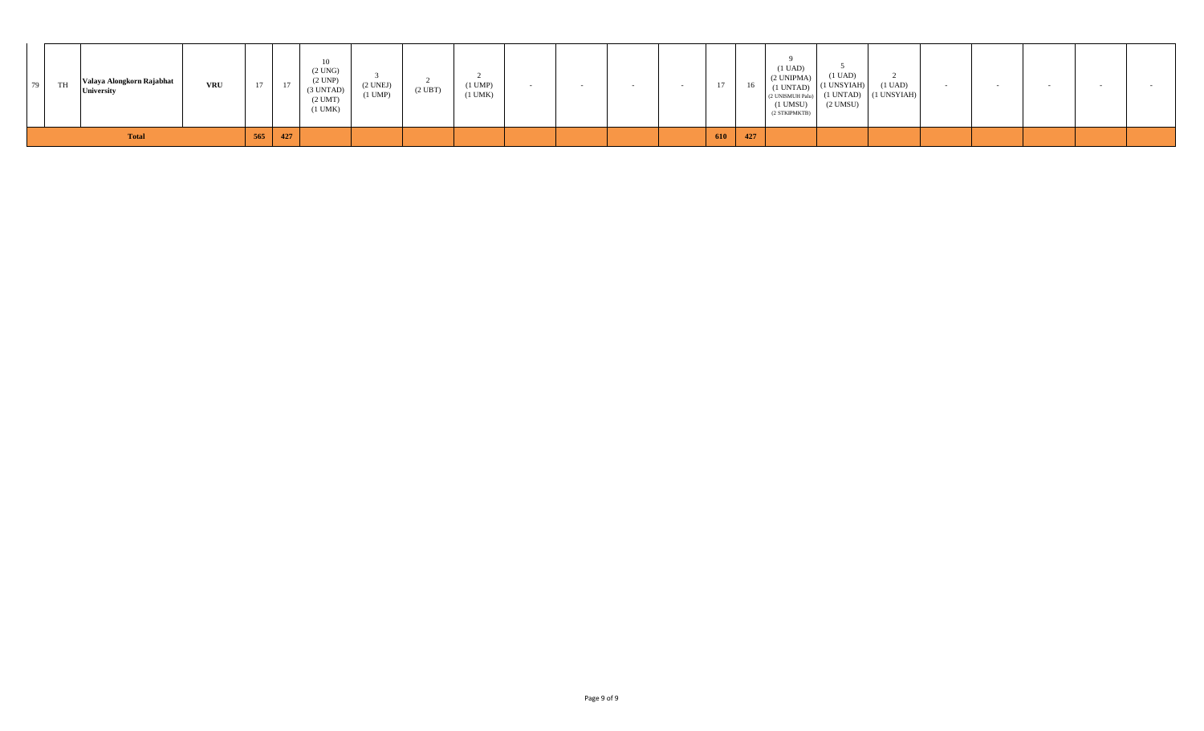| | | | | | | | | | | | | | | | | | | | | | | | | |
|---|---|---|---|---|---|---|---|---|---|---|---|---|---|---|---|---|---|---|---|---|---|---|---|---|
| 79 | TH | **Valaya Alongkorn Rajabhat University** | **VRU** | 17 | 17 | 10 (2 UNG) (2 UNP) (3 UNTAD) (2 UMT) (1 UMK) | 3 (2 UNEJ) (1 UMP) | 2 (2 UBT) | 2 (1 UMP) (1 UMK) | - | - | - | - | 17 | 16 | 9 (1 UAD) (2 UNIPMA) (1 UNTAD) (2 UNISMUH Palu) (1 UMSU) (2 STKIPMKTB) | 5 (1 UAD) (1 UNSYIAH) (1 UNTAD) (2 UMSU) | 2 (1 UAD) (1 UNSYIAH) | - | - | - | - | - |
| **Total** | | | | **565** | **427** | | | | | | | | | **610** | **427** | | | | | | | | |